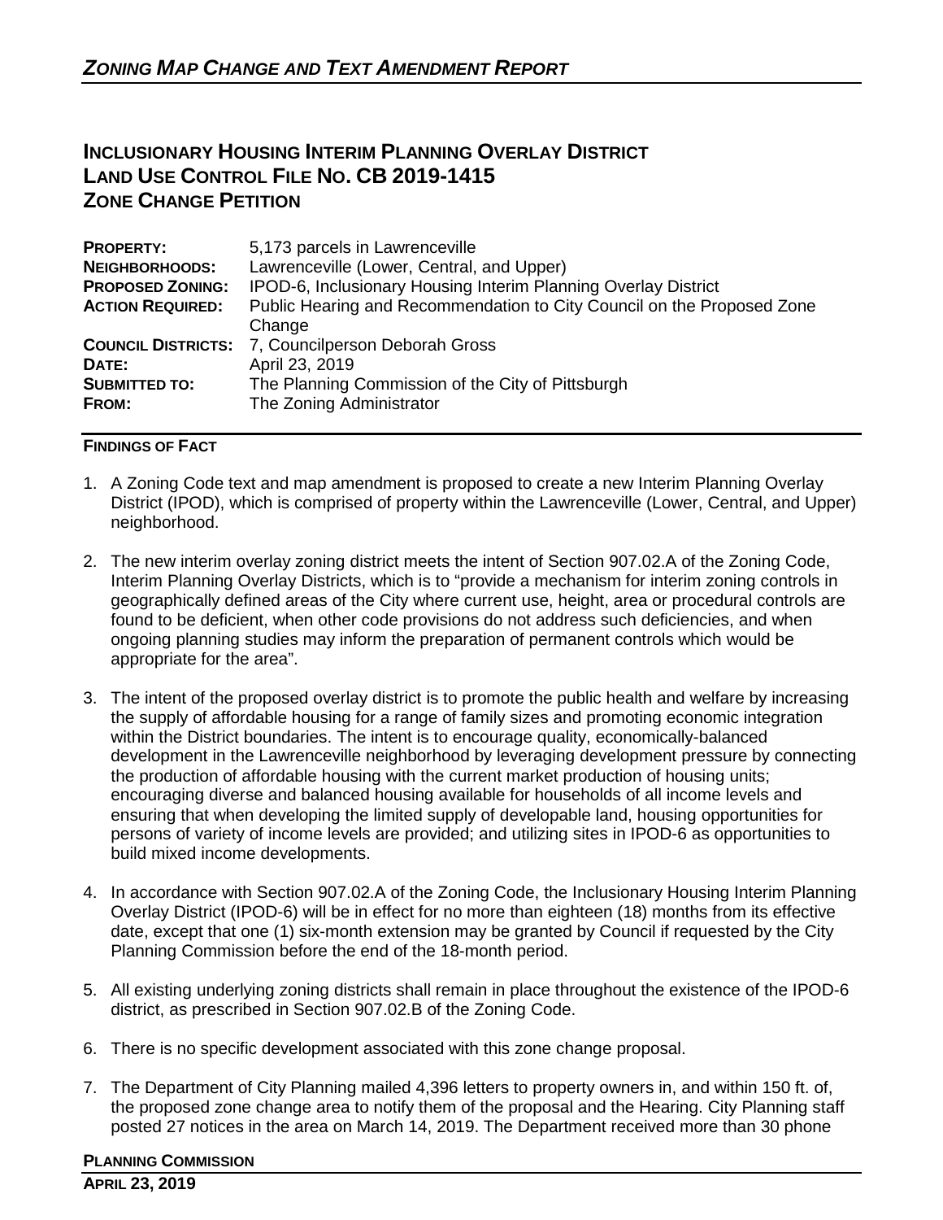## *ZONING MAP CHANGE AND TEXT AMENDMENT REPORT*

# INCLUSIONARY HOUSING INTERIM PLANNING OVERLAY DISTRICT
# LAND USE CONTROL FILE NO. CB 2019-1415
# ZONE CHANGE PETITION

| | |
|---|---|
| **PROPERTY:** | 5,173 parcels in Lawrenceville |
| **NEIGHBORHOODS:** | Lawrenceville (Lower, Central, and Upper) |
| **PROPOSED ZONING:** | IPOD-6, Inclusionary Housing Interim Planning Overlay District |
| **ACTION REQUIRED:** | Public Hearing and Recommendation to City Council on the Proposed Zone Change |
| **COUNCIL DISTRICTS:** | 7, Councilperson Deborah Gross |
| **DATE:** | April 23, 2019 |
| **SUBMITTED TO:** | The Planning Commission of the City of Pittsburgh |
| **FROM:** | The Zoning Administrator |

**FINDINGS OF FACT**

1. A Zoning Code text and map amendment is proposed to create a new Interim Planning Overlay District (IPOD), which is comprised of property within the Lawrenceville (Lower, Central, and Upper) neighborhood.

2. The new interim overlay zoning district meets the intent of Section 907.02.A of the Zoning Code, Interim Planning Overlay Districts, which is to "provide a mechanism for interim zoning controls in geographically defined areas of the City where current use, height, area or procedural controls are found to be deficient, when other code provisions do not address such deficiencies, and when ongoing planning studies may inform the preparation of permanent controls which would be appropriate for the area".

3. The intent of the proposed overlay district is to promote the public health and welfare by increasing the supply of affordable housing for a range of family sizes and promoting economic integration within the District boundaries. The intent is to encourage quality, economically-balanced development in the Lawrenceville neighborhood by leveraging development pressure by connecting the production of affordable housing with the current market production of housing units; encouraging diverse and balanced housing available for households of all income levels and ensuring that when developing the limited supply of developable land, housing opportunities for persons of variety of income levels are provided; and utilizing sites in IPOD-6 as opportunities to build mixed income developments.

4. In accordance with Section 907.02.A of the Zoning Code, the Inclusionary Housing Interim Planning Overlay District (IPOD-6) will be in effect for no more than eighteen (18) months from its effective date, except that one (1) six-month extension may be granted by Council if requested by the City Planning Commission before the end of the 18-month period.

5. All existing underlying zoning districts shall remain in place throughout the existence of the IPOD-6 district, as prescribed in Section 907.02.B of the Zoning Code.

6. There is no specific development associated with this zone change proposal.

7. The Department of City Planning mailed 4,396 letters to property owners in, and within 150 ft. of, the proposed zone change area to notify them of the proposal and the Hearing. City Planning staff posted 27 notices in the area on March 14, 2019. The Department received more than 30 phone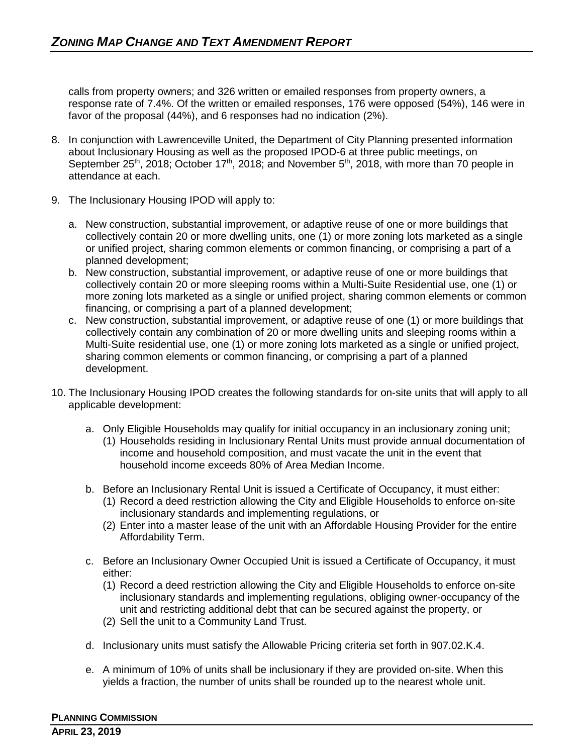calls from property owners; and 326 written or emailed responses from property owners, a response rate of 7.4%. Of the written or emailed responses, 176 were opposed (54%), 146 were in favor of the proposal (44%), and 6 responses had no indication (2%).

8. In conjunction with Lawrenceville United, the Department of City Planning presented information about Inclusionary Housing as well as the proposed IPOD-6 at three public meetings, on September 25th, 2018; October 17th, 2018; and November 5th, 2018, with more than 70 people in attendance at each.

9. The Inclusionary Housing IPOD will apply to:

   a. New construction, substantial improvement, or adaptive reuse of one or more buildings that collectively contain 20 or more dwelling units, one (1) or more zoning lots marketed as a single or unified project, sharing common elements or common financing, or comprising a part of a planned development;
   b. New construction, substantial improvement, or adaptive reuse of one or more buildings that collectively contain 20 or more sleeping rooms within a Multi-Suite Residential use, one (1) or more zoning lots marketed as a single or unified project, sharing common elements or common financing, or comprising a part of a planned development;
   c. New construction, substantial improvement, or adaptive reuse of one (1) or more buildings that collectively contain any combination of 20 or more dwelling units and sleeping rooms within a Multi-Suite residential use, one (1) or more zoning lots marketed as a single or unified project, sharing common elements or common financing, or comprising a part of a planned development.

10. The Inclusionary Housing IPOD creates the following standards for on-site units that will apply to all applicable development:

    a. Only Eligible Households may qualify for initial occupancy in an inclusionary zoning unit;
       (1) Households residing in Inclusionary Rental Units must provide annual documentation of income and household composition, and must vacate the unit in the event that household income exceeds 80% of Area Median Income.

    b. Before an Inclusionary Rental Unit is issued a Certificate of Occupancy, it must either:
       (1) Record a deed restriction allowing the City and Eligible Households to enforce on-site inclusionary standards and implementing regulations, or
       (2) Enter into a master lease of the unit with an Affordable Housing Provider for the entire Affordability Term.

    c. Before an Inclusionary Owner Occupied Unit is issued a Certificate of Occupancy, it must either:
       (1) Record a deed restriction allowing the City and Eligible Households to enforce on-site inclusionary standards and implementing regulations, obliging owner-occupancy of the unit and restricting additional debt that can be secured against the property, or
       (2) Sell the unit to a Community Land Trust.

    d. Inclusionary units must satisfy the Allowable Pricing criteria set forth in 907.02.K.4.

    e. A minimum of 10% of units shall be inclusionary if they are provided on-site. When this yields a fraction, the number of units shall be rounded up to the nearest whole unit.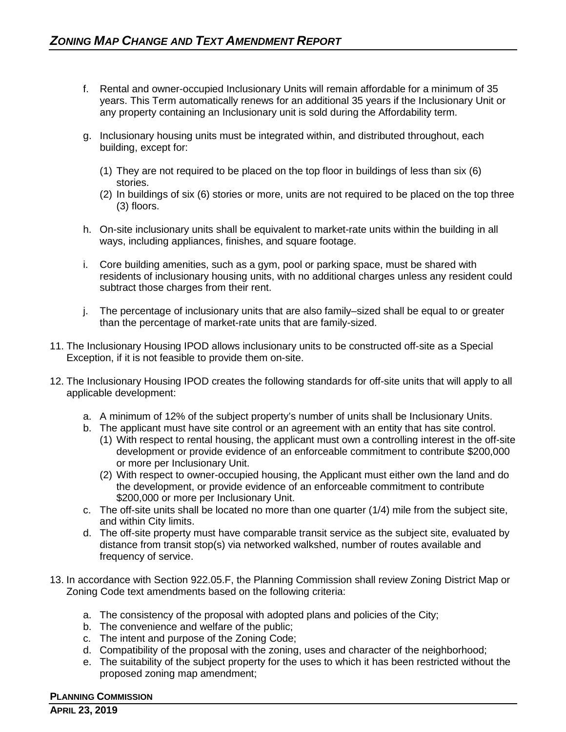f. Rental and owner-occupied Inclusionary Units will remain affordable for a minimum of 35 years. This Term automatically renews for an additional 35 years if the Inclusionary Unit or any property containing an Inclusionary unit is sold during the Affordability term.

g. Inclusionary housing units must be integrated within, and distributed throughout, each building, except for:

   (1) They are not required to be placed on the top floor in buildings of less than six (6) stories.
   (2) In buildings of six (6) stories or more, units are not required to be placed on the top three (3) floors.

h. On-site inclusionary units shall be equivalent to market-rate units within the building in all ways, including appliances, finishes, and square footage.

i. Core building amenities, such as a gym, pool or parking space, must be shared with residents of inclusionary housing units, with no additional charges unless any resident could subtract those charges from their rent.

j. The percentage of inclusionary units that are also family–sized shall be equal to or greater than the percentage of market-rate units that are family-sized.

11. The Inclusionary Housing IPOD allows inclusionary units to be constructed off-site as a Special Exception, if it is not feasible to provide them on-site.

12. The Inclusionary Housing IPOD creates the following standards for off-site units that will apply to all applicable development:

    a. A minimum of 12% of the subject property's number of units shall be Inclusionary Units.
    b. The applicant must have site control or an agreement with an entity that has site control.
       (1) With respect to rental housing, the applicant must own a controlling interest in the off-site development or provide evidence of an enforceable commitment to contribute $200,000 or more per Inclusionary Unit.
       (2) With respect to owner-occupied housing, the Applicant must either own the land and do the development, or provide evidence of an enforceable commitment to contribute $200,000 or more per Inclusionary Unit.
    c. The off-site units shall be located no more than one quarter (1/4) mile from the subject site, and within City limits.
    d. The off-site property must have comparable transit service as the subject site, evaluated by distance from transit stop(s) via networked walkshed, number of routes available and frequency of service.

13. In accordance with Section 922.05.F, the Planning Commission shall review Zoning District Map or Zoning Code text amendments based on the following criteria:

    a. The consistency of the proposal with adopted plans and policies of the City;
    b. The convenience and welfare of the public;
    c. The intent and purpose of the Zoning Code;
    d. Compatibility of the proposal with the zoning, uses and character of the neighborhood;
    e. The suitability of the subject property for the uses to which it has been restricted without the proposed zoning map amendment;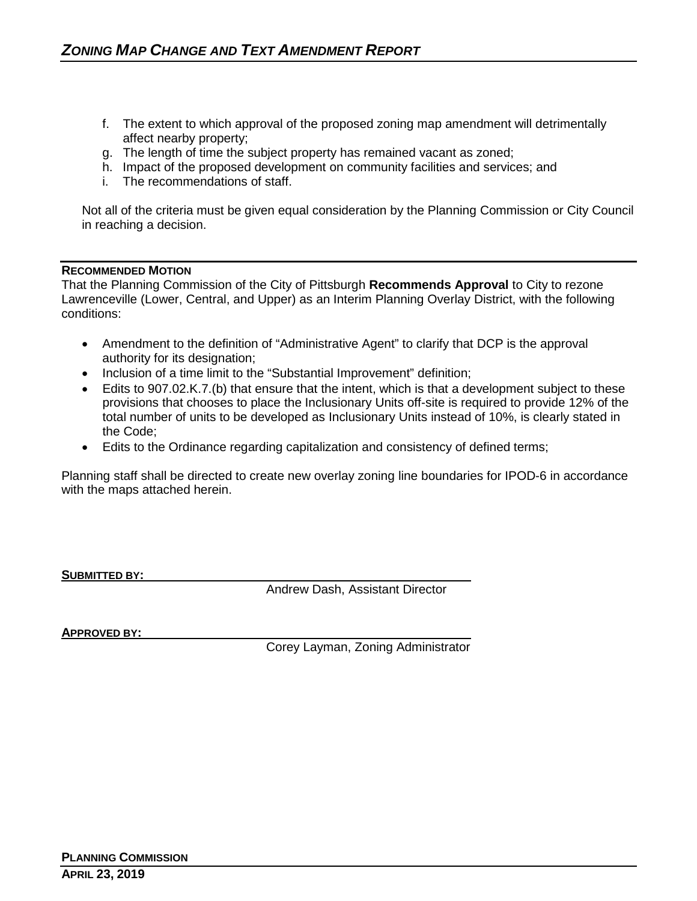f. The extent to which approval of the proposed zoning map amendment will detrimentally affect nearby property;
g. The length of time the subject property has remained vacant as zoned;
h. Impact of the proposed development on community facilities and services; and
i. The recommendations of staff.

Not all of the criteria must be given equal consideration by the Planning Commission or City Council in reaching a decision.

**RECOMMENDED MOTION**

That the Planning Commission of the City of Pittsburgh **Recommends Approval** to City to rezone Lawrenceville (Lower, Central, and Upper) as an Interim Planning Overlay District, with the following conditions:

- Amendment to the definition of "Administrative Agent" to clarify that DCP is the approval authority for its designation;
- Inclusion of a time limit to the "Substantial Improvement" definition;
- Edits to 907.02.K.7.(b) that ensure that the intent, which is that a development subject to these provisions that chooses to place the Inclusionary Units off-site is required to provide 12% of the total number of units to be developed as Inclusionary Units instead of 10%, is clearly stated in the Code;
- Edits to the Ordinance regarding capitalization and consistency of defined terms;

Planning staff shall be directed to create new overlay zoning line boundaries for IPOD-6 in accordance with the maps attached herein.

**SUBMITTED BY:** ______________________________
Andrew Dash, Assistant Director

**APPROVED BY:** ______________________________
Corey Layman, Zoning Administrator

**PLANNING COMMISSION**
**APRIL 23, 2019**